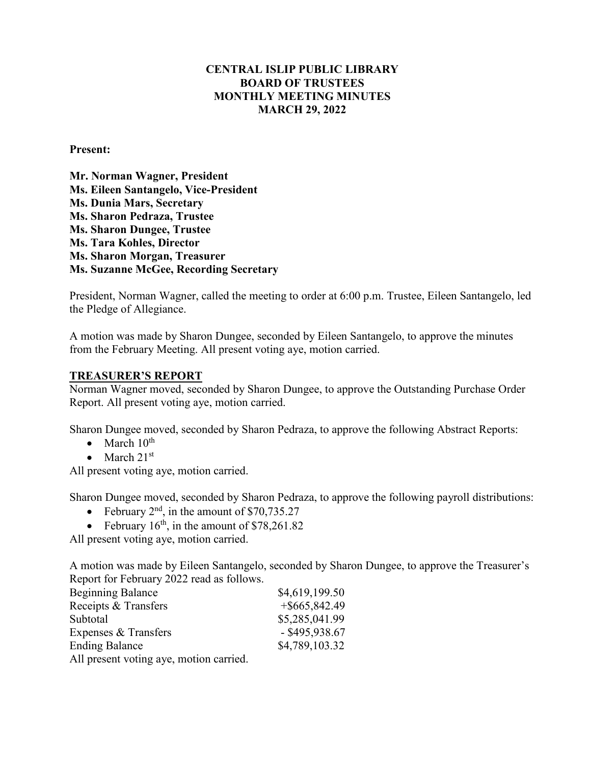# CENTRAL ISLIP PUBLIC LIBRARY
## BOARD OF TRUSTEES
## MONTHLY MEETING MINUTES
## MARCH 29, 2022

**Present:**

**Mr. Norman Wagner, President**
**Ms. Eileen Santangelo, Vice-President**
**Ms. Dunia Mars, Secretary**
**Ms. Sharon Pedraza, Trustee**
**Ms. Sharon Dungee, Trustee**
**Ms. Tara Kohles, Director**
**Ms. Sharon Morgan, Treasurer**
**Ms. Suzanne McGee, Recording Secretary**

President, Norman Wagner, called the meeting to order at 6:00 p.m. Trustee, Eileen Santangelo, led the Pledge of Allegiance.

A motion was made by Sharon Dungee, seconded by Eileen Santangelo, to approve the minutes from the February Meeting. All present voting aye, motion carried.

**TREASURER'S REPORT**

Norman Wagner moved, seconded by Sharon Dungee, to approve the Outstanding Purchase Order Report. All present voting aye, motion carried.

Sharon Dungee moved, seconded by Sharon Pedraza, to approve the following Abstract Reports:

- March 10th
- March 21st

All present voting aye, motion carried.

Sharon Dungee moved, seconded by Sharon Pedraza, to approve the following payroll distributions:

- February 2nd, in the amount of $70,735.27
- February 16th, in the amount of $78,261.82

All present voting aye, motion carried.

A motion was made by Eileen Santangelo, seconded by Sharon Dungee, to approve the Treasurer's Report for February 2022 read as follows.

| | |
|---|---|
| Beginning Balance | $4,619,199.50 |
| Receipts & Transfers | +$665,842.49 |
| Subtotal | $5,285,041.99 |
| Expenses & Transfers | - $495,938.67 |
| Ending Balance | $4,789,103.32 |

All present voting aye, motion carried.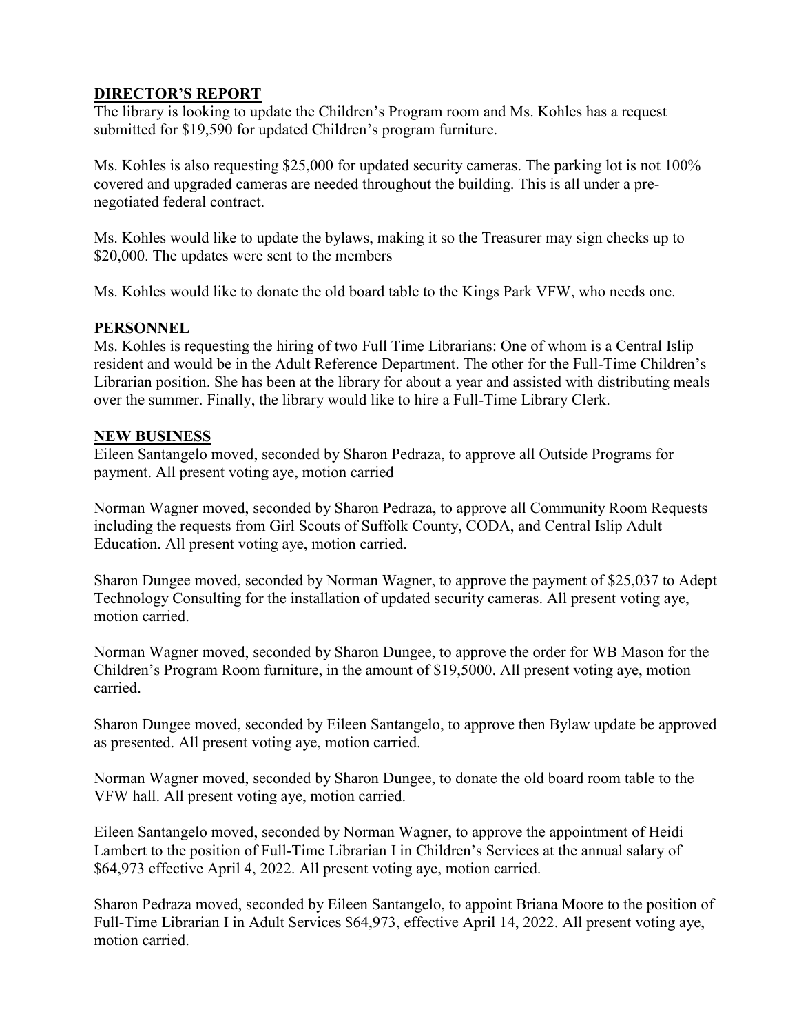## DIRECTOR'S REPORT

The library is looking to update the Children's Program room and Ms. Kohles has a request submitted for $19,590 for updated Children's program furniture.

Ms. Kohles is also requesting $25,000 for updated security cameras. The parking lot is not 100% covered and upgraded cameras are needed throughout the building. This is all under a pre-negotiated federal contract.

Ms. Kohles would like to update the bylaws, making it so the Treasurer may sign checks up to $20,000. The updates were sent to the members

Ms. Kohles would like to donate the old board table to the Kings Park VFW, who needs one.

## PERSONNEL

Ms. Kohles is requesting the hiring of two Full Time Librarians: One of whom is a Central Islip resident and would be in the Adult Reference Department. The other for the Full-Time Children's Librarian position. She has been at the library for about a year and assisted with distributing meals over the summer. Finally, the library would like to hire a Full-Time Library Clerk.

## NEW BUSINESS

Eileen Santangelo moved, seconded by Sharon Pedraza, to approve all Outside Programs for payment. All present voting aye, motion carried

Norman Wagner moved, seconded by Sharon Pedraza, to approve all Community Room Requests including the requests from Girl Scouts of Suffolk County, CODA, and Central Islip Adult Education. All present voting aye, motion carried.

Sharon Dungee moved, seconded by Norman Wagner, to approve the payment of $25,037 to Adept Technology Consulting for the installation of updated security cameras. All present voting aye, motion carried.

Norman Wagner moved, seconded by Sharon Dungee, to approve the order for WB Mason for the Children's Program Room furniture, in the amount of $19,5000. All present voting aye, motion carried.

Sharon Dungee moved, seconded by Eileen Santangelo, to approve then Bylaw update be approved as presented. All present voting aye, motion carried.

Norman Wagner moved, seconded by Sharon Dungee, to donate the old board room table to the VFW hall. All present voting aye, motion carried.

Eileen Santangelo moved, seconded by Norman Wagner, to approve the appointment of Heidi Lambert to the position of Full-Time Librarian I in Children's Services at the annual salary of $64,973 effective April 4, 2022. All present voting aye, motion carried.

Sharon Pedraza moved, seconded by Eileen Santangelo, to appoint Briana Moore to the position of Full-Time Librarian I in Adult Services $64,973, effective April 14, 2022. All present voting aye, motion carried.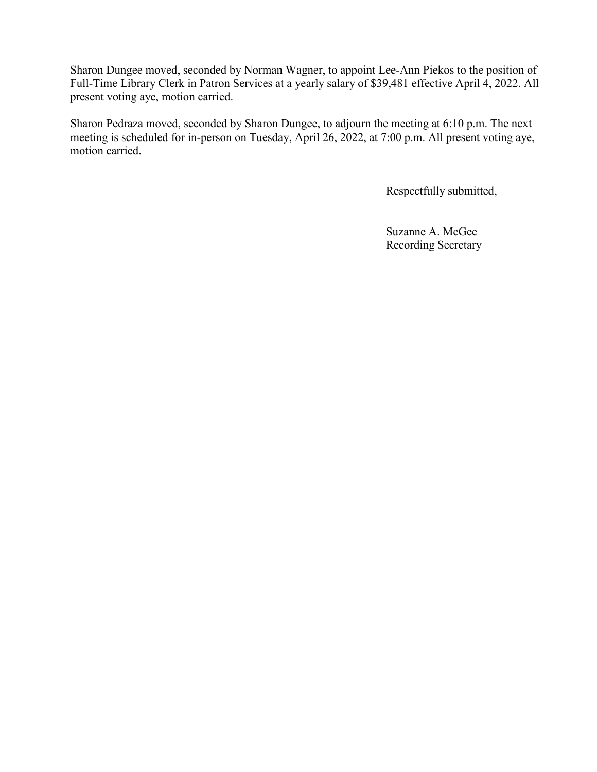Sharon Dungee moved, seconded by Norman Wagner, to appoint Lee-Ann Piekos to the position of Full-Time Library Clerk in Patron Services at a yearly salary of $39,481 effective April 4, 2022. All present voting aye, motion carried.

Sharon Pedraza moved, seconded by Sharon Dungee, to adjourn the meeting at 6:10 p.m. The next meeting is scheduled for in-person on Tuesday, April 26, 2022, at 7:00 p.m. All present voting aye, motion carried.

Respectfully submitted,

Suzanne A. McGee
Recording Secretary